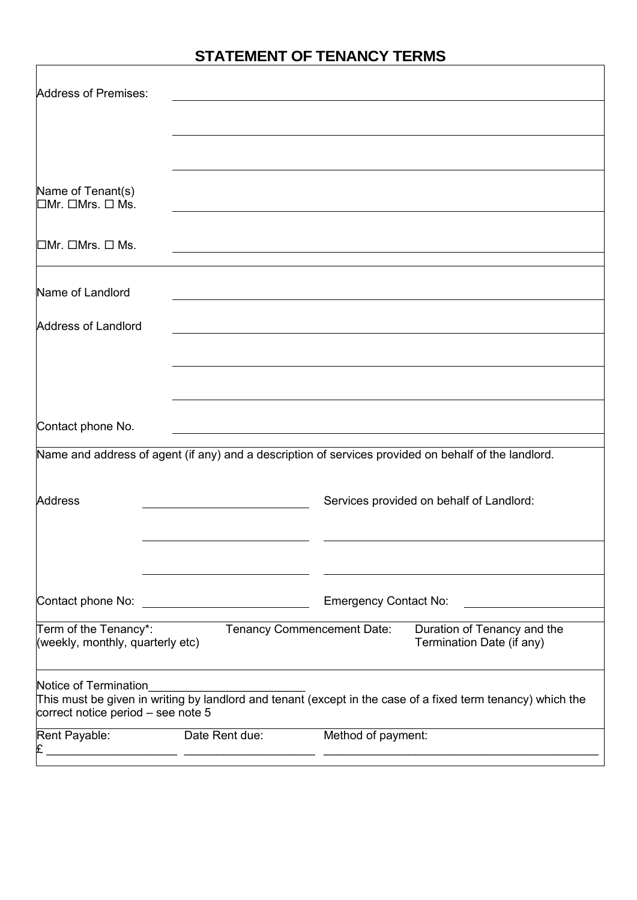# STATEMENT OF TENANCY TERMS

Address of Premises: ______________________________

______________________________

______________________________

Name of Tenant(s)
☐Mr. ☐Mrs. ☐ Ms. ______________________________

☐Mr. ☐Mrs. ☐ Ms. ______________________________

Name of Landlord ______________________________

Address of Landlord ______________________________

______________________________

______________________________

______________________________

Contact phone No. ______________________________

Name and address of agent (if any) and a description of services provided on behalf of the landlord.

Address ______________________________ Services provided on behalf of Landlord:

______________________________ ______________________________

______________________________ ______________________________

Contact phone No: ______________________________ Emergency Contact No: ______________________________

| Term of the Tenancy*: (weekly, monthly, quarterly etc) | Tenancy Commencement Date: | Duration of Tenancy and the Termination Date (if any) |
|---|---|---|
| | | |

Notice of Termination______________________

This must be given in writing by landlord and tenant (except in the case of a fixed term tenancy) which the correct notice period – see note 5

| Rent Payable: | Date Rent due: | Method of payment: |
|---|---|---|
| £ ____________________ | ____________________ | ____________________ |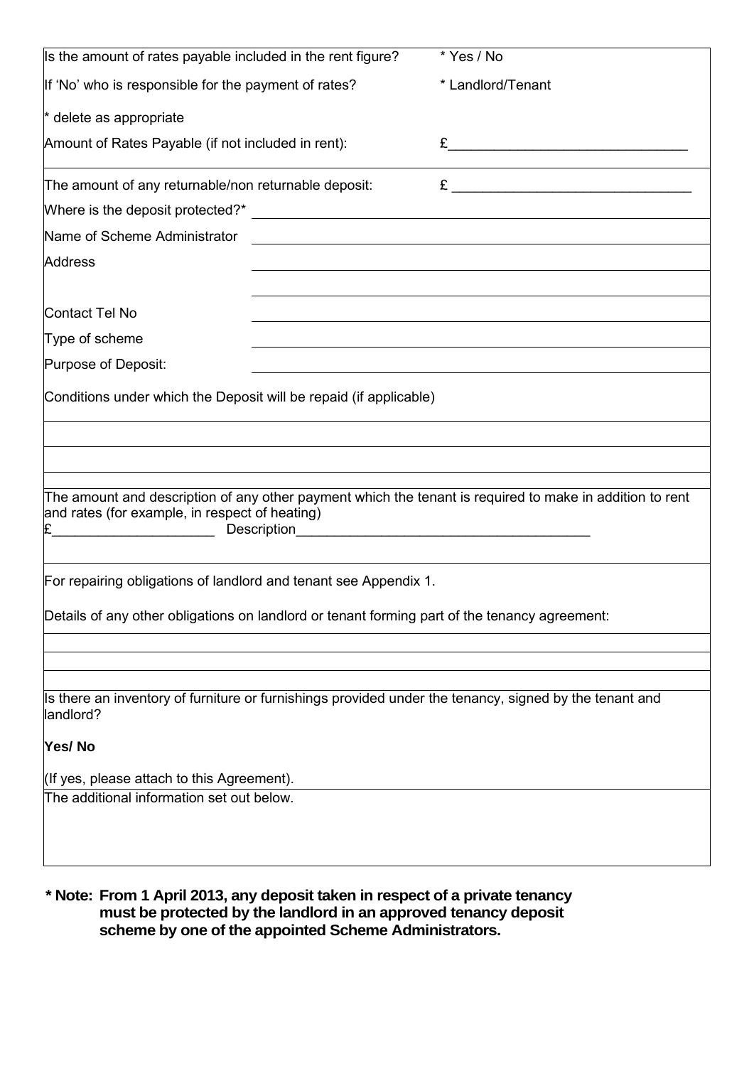| | |
|---|---|
| Is the amount of rates payable included in the rent figure? | * Yes / No |
| If 'No' who is responsible for the payment of rates? | * Landlord/Tenant |
| * delete as appropriate | |
| Amount of Rates Payable (if not included in rent): | £_______________________________ |

The amount of any returnable/non returnable deposit: £ _______________________________

Where is the deposit protected?* ____________________________________________

Name of Scheme Administrator ____________________________________________

Address ____________________________________________

____________________________________________

Contact Tel No ____________________________________________

Type of scheme ____________________________________________

Purpose of Deposit: ____________________________________________

Conditions under which the Deposit will be repaid (if applicable)

____________________________________________

____________________________________________

The amount and description of any other payment which the tenant is required to make in addition to rent and rates (for example, in respect of heating)

£_____________________ Description_______________________________________

For repairing obligations of landlord and tenant see Appendix 1.

Details of any other obligations on landlord or tenant forming part of the tenancy agreement:

____________________________________________

____________________________________________

Is there an inventory of furniture or furnishings provided under the tenancy, signed by the tenant and landlord?

**Yes/ No**

(If yes, please attach to this Agreement).

The additional information set out below.

**\* Note: From 1 April 2013, any deposit taken in respect of a private tenancy must be protected by the landlord in an approved tenancy deposit scheme by one of the appointed Scheme Administrators.**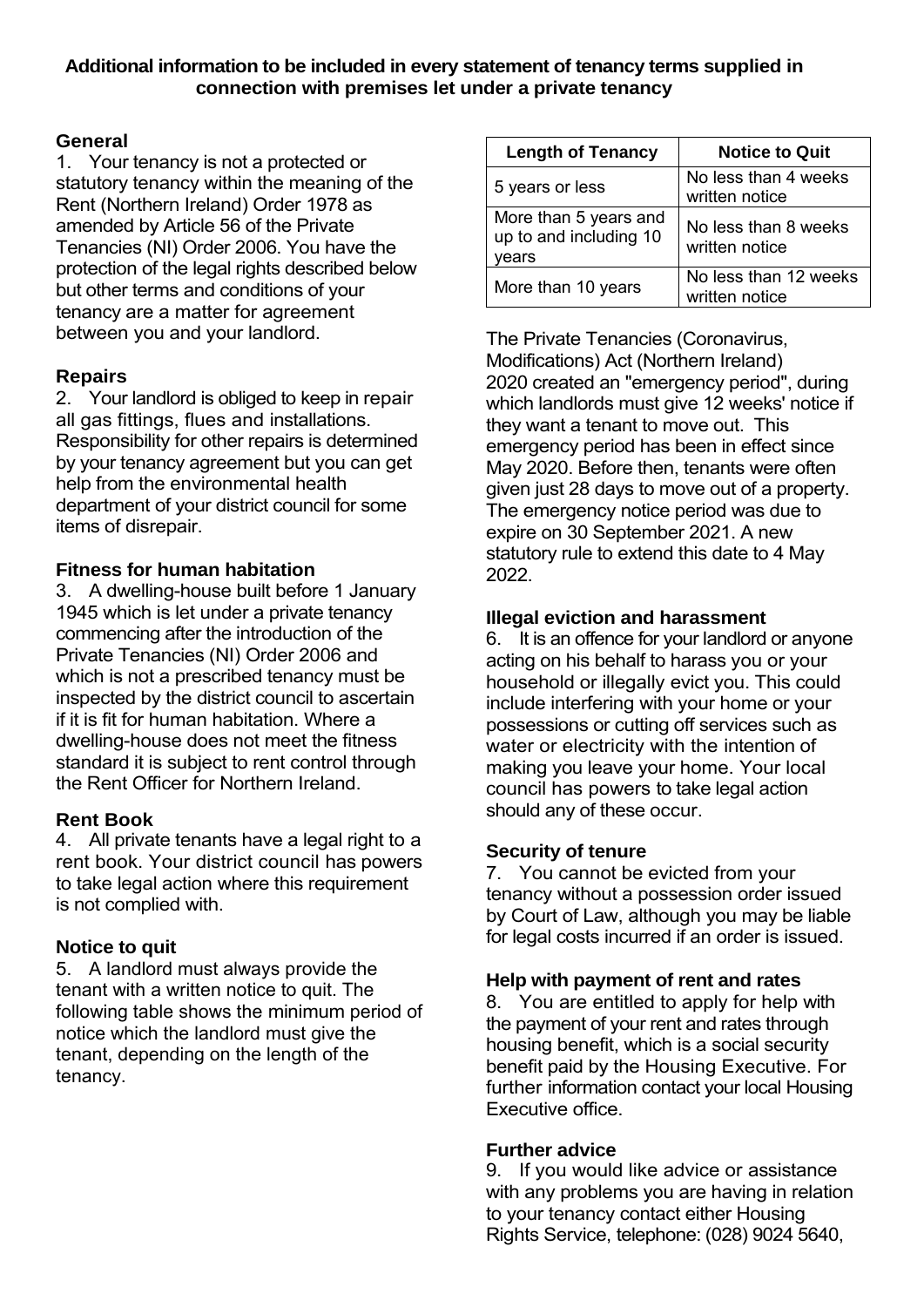**Additional information to be included in every statement of tenancy terms supplied in connection with premises let under a private tenancy**

### General

1. Your tenancy is not a protected or statutory tenancy within the meaning of the Rent (Northern Ireland) Order 1978 as amended by Article 56 of the Private Tenancies (NI) Order 2006. You have the protection of the legal rights described below but other terms and conditions of your tenancy are a matter for agreement between you and your landlord.

### Repairs

2. Your landlord is obliged to keep in repair all gas fittings, flues and installations. Responsibility for other repairs is determined by your tenancy agreement but you can get help from the environmental health department of your district council for some items of disrepair.

### Fitness for human habitation

3. A dwelling-house built before 1 January 1945 which is let under a private tenancy commencing after the introduction of the Private Tenancies (NI) Order 2006 and which is not a prescribed tenancy must be inspected by the district council to ascertain if it is fit for human habitation. Where a dwelling-house does not meet the fitness standard it is subject to rent control through the Rent Officer for Northern Ireland.

### Rent Book

4. All private tenants have a legal right to a rent book. Your district council has powers to take legal action where this requirement is not complied with.

### Notice to quit

5. A landlord must always provide the tenant with a written notice to quit. The following table shows the minimum period of notice which the landlord must give the tenant, depending on the length of the tenancy.

| Length of Tenancy | Notice to Quit |
|---|---|
| 5 years or less | No less than 4 weeks written notice |
| More than 5 years and up to and including 10 years | No less than 8 weeks written notice |
| More than 10 years | No less than 12 weeks written notice |

The Private Tenancies (Coronavirus, Modifications) Act (Northern Ireland) 2020 created an "emergency period", during which landlords must give 12 weeks' notice if they want a tenant to move out. This emergency period has been in effect since May 2020. Before then, tenants were often given just 28 days to move out of a property. The emergency notice period was due to expire on 30 September 2021. A new statutory rule to extend this date to 4 May 2022.

### Illegal eviction and harassment

6. It is an offence for your landlord or anyone acting on his behalf to harass you or your household or illegally evict you. This could include interfering with your home or your possessions or cutting off services such as water or electricity with the intention of making you leave your home. Your local council has powers to take legal action should any of these occur.

### Security of tenure

7. You cannot be evicted from your tenancy without a possession order issued by Court of Law, although you may be liable for legal costs incurred if an order is issued.

### Help with payment of rent and rates

8. You are entitled to apply for help with the payment of your rent and rates through housing benefit, which is a social security benefit paid by the Housing Executive. For further information contact your local Housing Executive office.

### Further advice

9. If you would like advice or assistance with any problems you are having in relation to your tenancy contact either Housing Rights Service, telephone: (028) 9024 5640,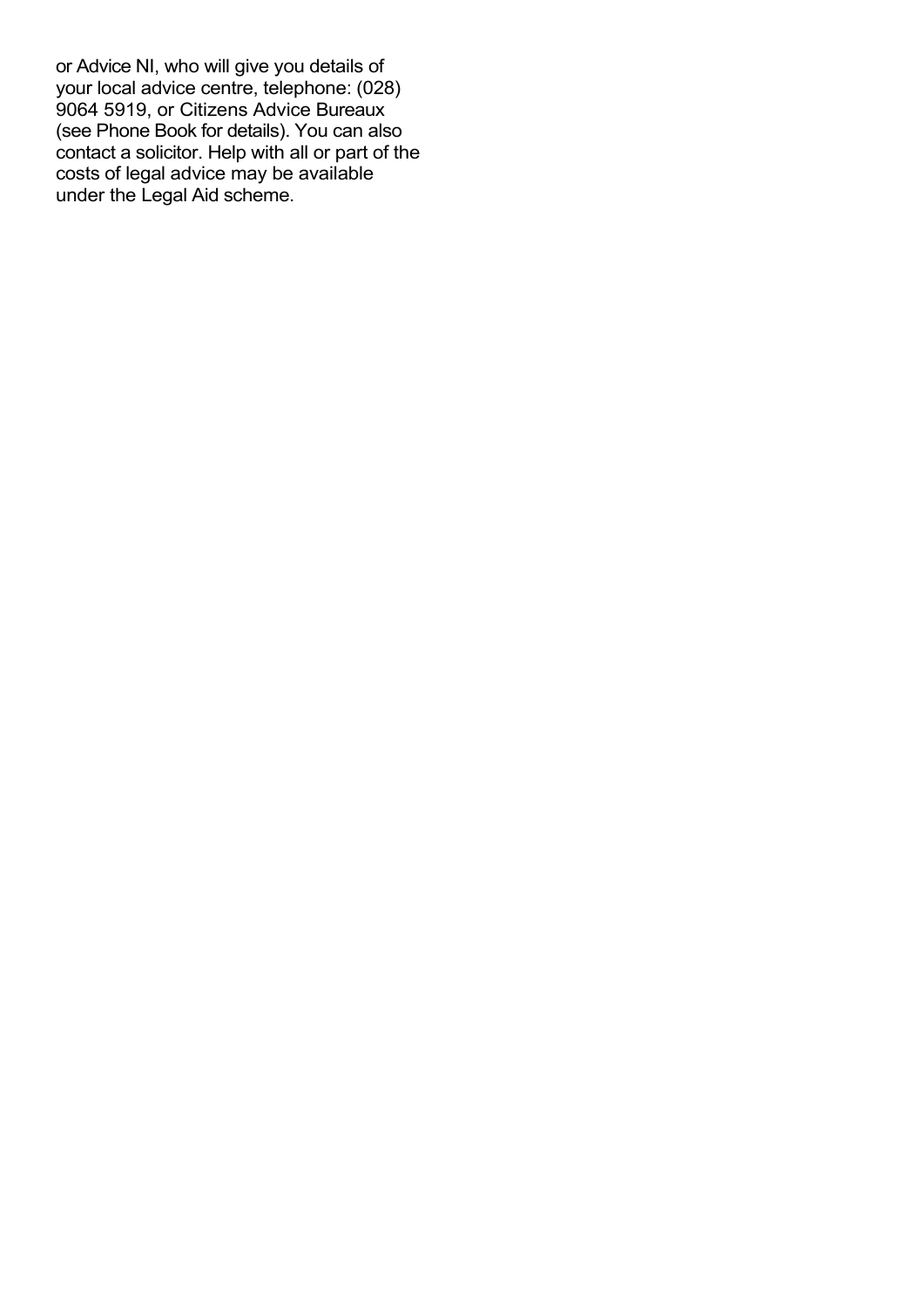or Advice NI, who will give you details of your local advice centre, telephone: (028) 9064 5919, or Citizens Advice Bureaux (see Phone Book for details). You can also contact a solicitor. Help with all or part of the costs of legal advice may be available under the Legal Aid scheme.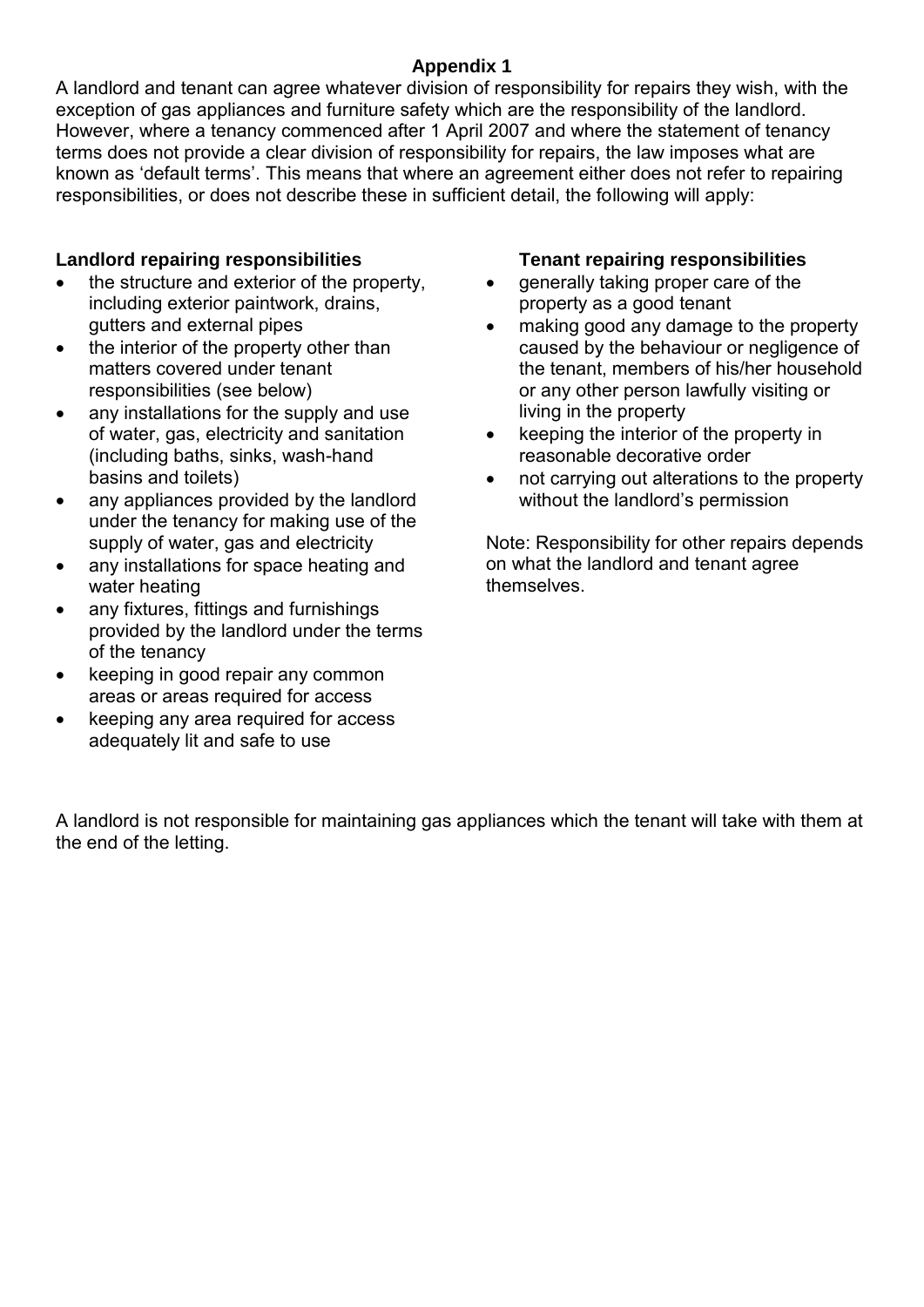## Appendix 1

A landlord and tenant can agree whatever division of responsibility for repairs they wish, with the exception of gas appliances and furniture safety which are the responsibility of the landlord. However, where a tenancy commenced after 1 April 2007 and where the statement of tenancy terms does not provide a clear division of responsibility for repairs, the law imposes what are known as 'default terms'. This means that where an agreement either does not refer to repairing responsibilities, or does not describe these in sufficient detail, the following will apply:

### Landlord repairing responsibilities

- the structure and exterior of the property, including exterior paintwork, drains, gutters and external pipes
- the interior of the property other than matters covered under tenant responsibilities (see below)
- any installations for the supply and use of water, gas, electricity and sanitation (including baths, sinks, wash-hand basins and toilets)
- any appliances provided by the landlord under the tenancy for making use of the supply of water, gas and electricity
- any installations for space heating and water heating
- any fixtures, fittings and furnishings provided by the landlord under the terms of the tenancy
- keeping in good repair any common areas or areas required for access
- keeping any area required for access adequately lit and safe to use

### Tenant repairing responsibilities

- generally taking proper care of the property as a good tenant
- making good any damage to the property caused by the behaviour or negligence of the tenant, members of his/her household or any other person lawfully visiting or living in the property
- keeping the interior of the property in reasonable decorative order
- not carrying out alterations to the property without the landlord's permission

Note: Responsibility for other repairs depends on what the landlord and tenant agree themselves.

A landlord is not responsible for maintaining gas appliances which the tenant will take with them at the end of the letting.